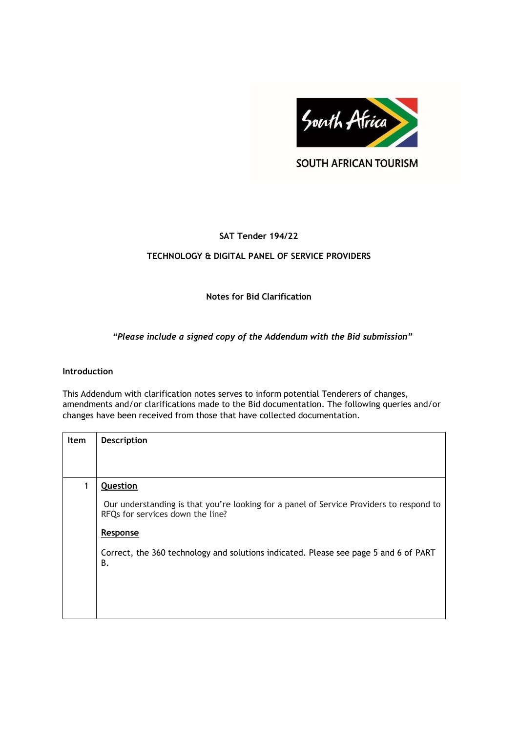South Africa

SOUTH AFRICAN TOURISM

**SAT Tender 194/22**

**TECHNOLOGY & DIGITAL PANEL OF SERVICE PROVIDERS**

**Notes for Bid Clarification**

***"Please include a signed copy of the Addendum with the Bid submission"***

**Introduction**

This Addendum with clarification notes serves to inform potential Tenderers of changes, amendments and/or clarifications made to the Bid documentation. The following queries and/or changes have been received from those that have collected documentation.

| Item | Description |
|---|---|
| 1 | **Question**<br><br>Our understanding is that you're looking for a panel of Service Providers to respond to RFQs for services down the line?<br><br>**Response**<br><br>Correct, the 360 technology and solutions indicated. Please see page 5 and 6 of PART B. |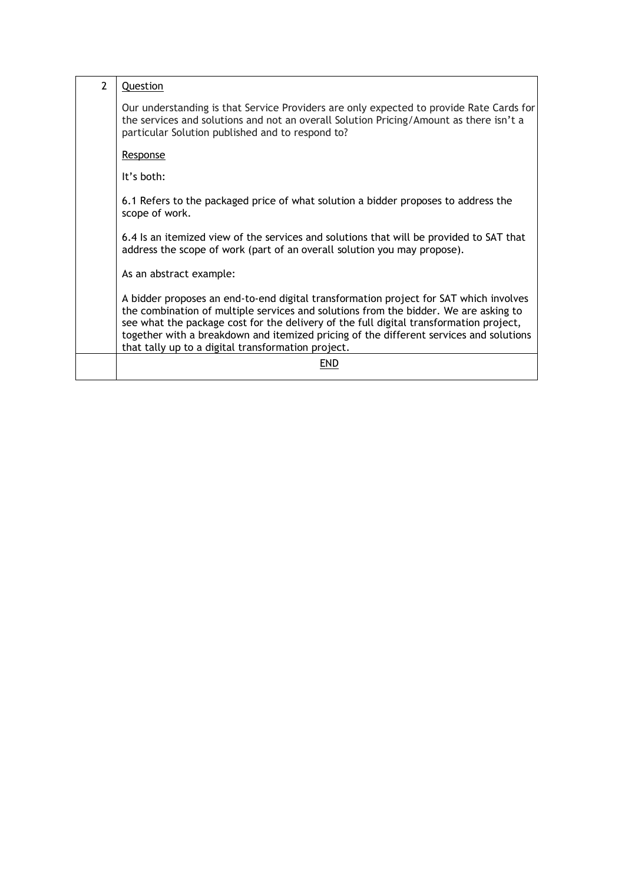| | |
|---|---|
| 2 | <u>Question</u><br><br>Our understanding is that Service Providers are only expected to provide Rate Cards for the services and solutions and not an overall Solution Pricing/Amount as there isn't a particular Solution published and to respond to?<br><br><u>Response</u><br><br>It's both:<br><br>6.1 Refers to the packaged price of what solution a bidder proposes to address the scope of work.<br><br>6.4 Is an itemized view of the services and solutions that will be provided to SAT that address the scope of work (part of an overall solution you may propose).<br><br>As an abstract example:<br><br>A bidder proposes an end-to-end digital transformation project for SAT which involves the combination of multiple services and solutions from the bidder. We are asking to see what the package cost for the delivery of the full digital transformation project, together with a breakdown and itemized pricing of the different services and solutions that tally up to a digital transformation project. |
| | <u>END</u> |